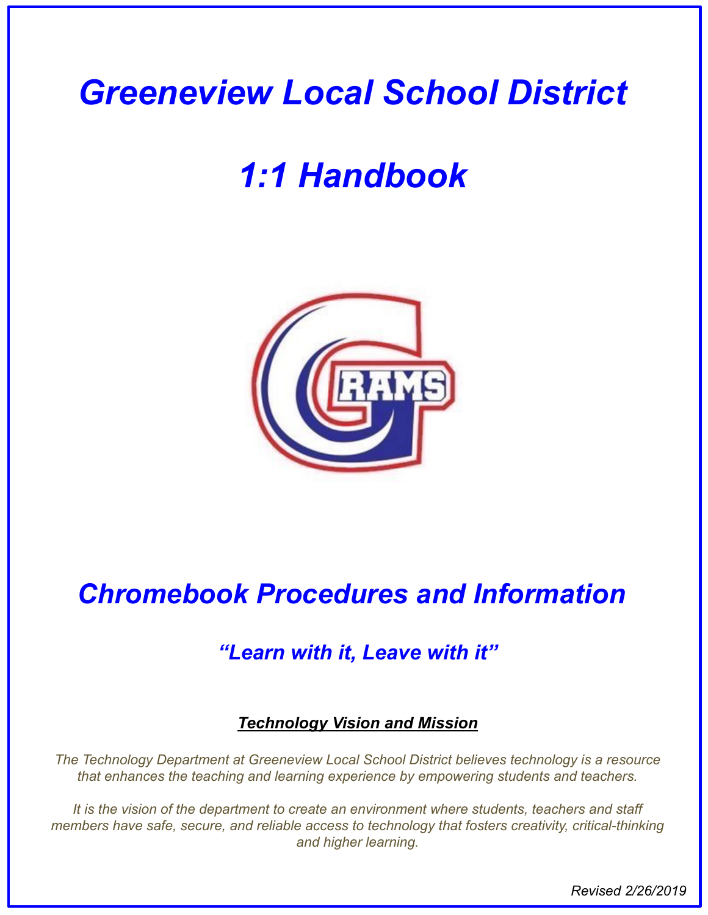# *Greeneview Local School District*

# *1:1 Handbook*

## *Chromebook Procedures and Information*

### *"Learn with it, Leave with it"*

***Technology Vision and Mission***

*The Technology Department at Greeneview Local School District believes technology is a resource that enhances the teaching and learning experience by empowering students and teachers.*

*It is the vision of the department to create an environment where students, teachers and staff members have safe, secure, and reliable access to technology that fosters creativity, critical-thinking and higher learning.*

*Revised 2/26/2019*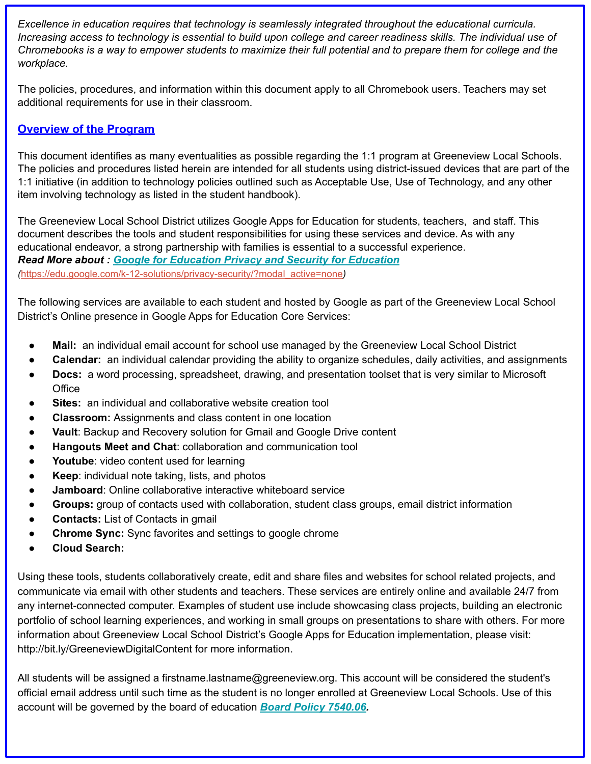*Excellence in education requires that technology is seamlessly integrated throughout the educational curricula. Increasing access to technology is essential to build upon college and career readiness skills. The individual use of Chromebooks is a way to empower students to maximize their full potential and to prepare them for college and the workplace.*

The policies, procedures, and information within this document apply to all Chromebook users. Teachers may set additional requirements for use in their classroom.

## Overview of the Program

This document identifies as many eventualities as possible regarding the 1:1 program at Greeneview Local Schools. The policies and procedures listed herein are intended for all students using district-issued devices that are part of the 1:1 initiative (in addition to technology policies outlined such as Acceptable Use, Use of Technology, and any other item involving technology as listed in the student handbook).

The Greeneview Local School District utilizes Google Apps for Education for students, teachers, and staff. This document describes the tools and student responsibilities for using these services and device. As with any educational endeavor, a strong partnership with families is essential to a successful experience.
***Read More about : Google for Education Privacy and Security for Education***
*(https://edu.google.com/k-12-solutions/privacy-security/?modal_active=none)*

The following services are available to each student and hosted by Google as part of the Greeneview Local School District's Online presence in Google Apps for Education Core Services:

- **Mail:** an individual email account for school use managed by the Greeneview Local School District
- **Calendar:** an individual calendar providing the ability to organize schedules, daily activities, and assignments
- **Docs:** a word processing, spreadsheet, drawing, and presentation toolset that is very similar to Microsoft Office
- **Sites:** an individual and collaborative website creation tool
- **Classroom:** Assignments and class content in one location
- **Vault**: Backup and Recovery solution for Gmail and Google Drive content
- **Hangouts Meet and Chat**: collaboration and communication tool
- **Youtube**: video content used for learning
- **Keep**: individual note taking, lists, and photos
- **Jamboard**: Online collaborative interactive whiteboard service
- **Groups:** group of contacts used with collaboration, student class groups, email district information
- **Contacts:** List of Contacts in gmail
- **Chrome Sync:** Sync favorites and settings to google chrome
- **Cloud Search:**

Using these tools, students collaboratively create, edit and share files and websites for school related projects, and communicate via email with other students and teachers. These services are entirely online and available 24/7 from any internet-connected computer. Examples of student use include showcasing class projects, building an electronic portfolio of school learning experiences, and working in small groups on presentations to share with others. For more information about Greeneview Local School District's Google Apps for Education implementation, please visit: http://bit.ly/GreeneviewDigitalContent for more information.

All students will be assigned a firstname.lastname@greeneview.org. This account will be considered the student's official email address until such time as the student is no longer enrolled at Greeneview Local Schools. Use of this account will be governed by the board of education ***Board Policy 7540.06.***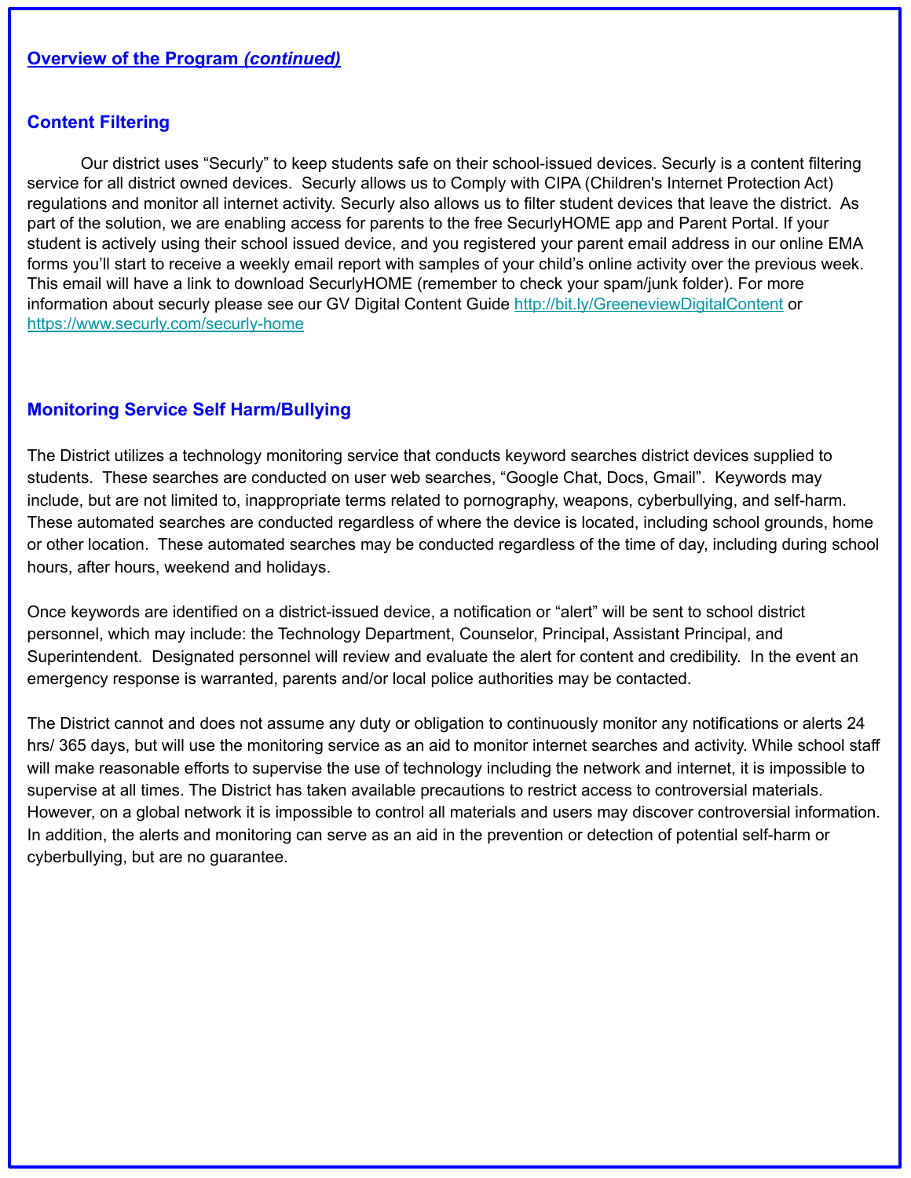## **Overview of the Program *(continued)***

### Content Filtering

Our district uses "Securly" to keep students safe on their school-issued devices. Securly is a content filtering service for all district owned devices. Securly allows us to Comply with CIPA (Children's Internet Protection Act) regulations and monitor all internet activity. Securly also allows us to filter student devices that leave the district. As part of the solution, we are enabling access for parents to the free SecurlyHOME app and Parent Portal. If your student is actively using their school issued device, and you registered your parent email address in our online EMA forms you'll start to receive a weekly email report with samples of your child's online activity over the previous week. This email will have a link to download SecurlyHOME (remember to check your spam/junk folder). For more information about securly please see our GV Digital Content Guide http://bit.ly/GreeneviewDigitalContent or https://www.securly.com/securly-home

### Monitoring Service Self Harm/Bullying

The District utilizes a technology monitoring service that conducts keyword searches district devices supplied to students. These searches are conducted on user web searches, "Google Chat, Docs, Gmail". Keywords may include, but are not limited to, inappropriate terms related to pornography, weapons, cyberbullying, and self-harm. These automated searches are conducted regardless of where the device is located, including school grounds, home or other location. These automated searches may be conducted regardless of the time of day, including during school hours, after hours, weekend and holidays.

Once keywords are identified on a district-issued device, a notification or "alert" will be sent to school district personnel, which may include: the Technology Department, Counselor, Principal, Assistant Principal, and Superintendent. Designated personnel will review and evaluate the alert for content and credibility. In the event an emergency response is warranted, parents and/or local police authorities may be contacted.

The District cannot and does not assume any duty or obligation to continuously monitor any notifications or alerts 24 hrs/ 365 days, but will use the monitoring service as an aid to monitor internet searches and activity. While school staff will make reasonable efforts to supervise the use of technology including the network and internet, it is impossible to supervise at all times. The District has taken available precautions to restrict access to controversial materials. However, on a global network it is impossible to control all materials and users may discover controversial information. In addition, the alerts and monitoring can serve as an aid in the prevention or detection of potential self-harm or cyberbullying, but are no guarantee.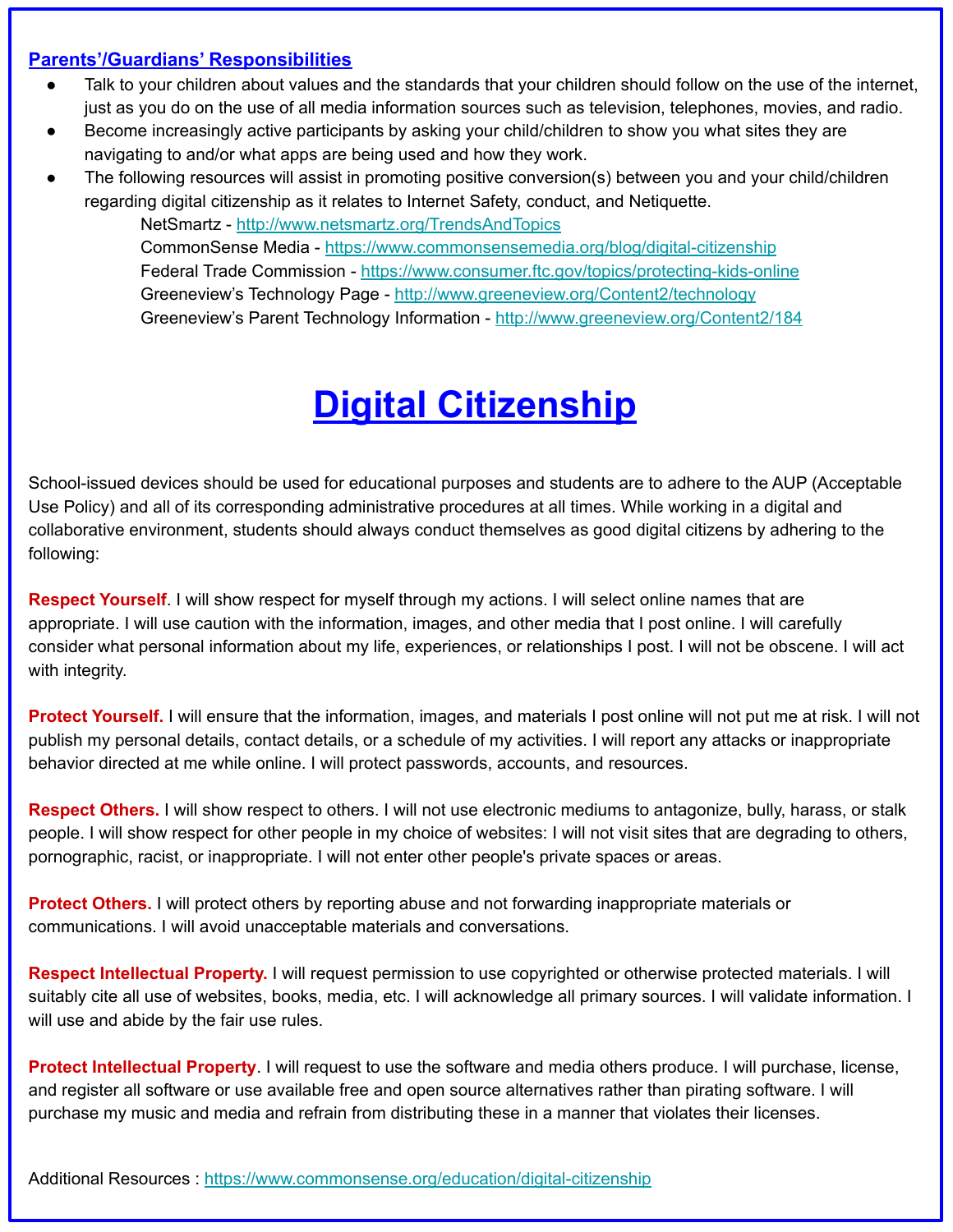## Parents'/Guardians' Responsibilities

- Talk to your children about values and the standards that your children should follow on the use of the internet, just as you do on the use of all media information sources such as television, telephones, movies, and radio.
- Become increasingly active participants by asking your child/children to show you what sites they are navigating to and/or what apps are being used and how they work.
- The following resources will assist in promoting positive conversion(s) between you and your child/children regarding digital citizenship as it relates to Internet Safety, conduct, and Netiquette.
  - NetSmartz - http://www.netsmartz.org/TrendsAndTopics
  - CommonSense Media - https://www.commonsensemedia.org/blog/digital-citizenship
  - Federal Trade Commission - https://www.consumer.ftc.gov/topics/protecting-kids-online
  - Greeneview's Technology Page - http://www.greeneview.org/Content2/technology
  - Greeneview's Parent Technology Information - http://www.greeneview.org/Content2/184

# Digital Citizenship

School-issued devices should be used for educational purposes and students are to adhere to the AUP (Acceptable Use Policy) and all of its corresponding administrative procedures at all times. While working in a digital and collaborative environment, students should always conduct themselves as good digital citizens by adhering to the following:

**Respect Yourself**. I will show respect for myself through my actions. I will select online names that are appropriate. I will use caution with the information, images, and other media that I post online. I will carefully consider what personal information about my life, experiences, or relationships I post. I will not be obscene. I will act with integrity.

**Protect Yourself.** I will ensure that the information, images, and materials I post online will not put me at risk. I will not publish my personal details, contact details, or a schedule of my activities. I will report any attacks or inappropriate behavior directed at me while online. I will protect passwords, accounts, and resources.

**Respect Others.** I will show respect to others. I will not use electronic mediums to antagonize, bully, harass, or stalk people. I will show respect for other people in my choice of websites: I will not visit sites that are degrading to others, pornographic, racist, or inappropriate. I will not enter other people's private spaces or areas.

**Protect Others.** I will protect others by reporting abuse and not forwarding inappropriate materials or communications. I will avoid unacceptable materials and conversations.

**Respect Intellectual Property.** I will request permission to use copyrighted or otherwise protected materials. I will suitably cite all use of websites, books, media, etc. I will acknowledge all primary sources. I will validate information. I will use and abide by the fair use rules.

**Protect Intellectual Property**. I will request to use the software and media others produce. I will purchase, license, and register all software or use available free and open source alternatives rather than pirating software. I will purchase my music and media and refrain from distributing these in a manner that violates their licenses.

Additional Resources : https://www.commonsense.org/education/digital-citizenship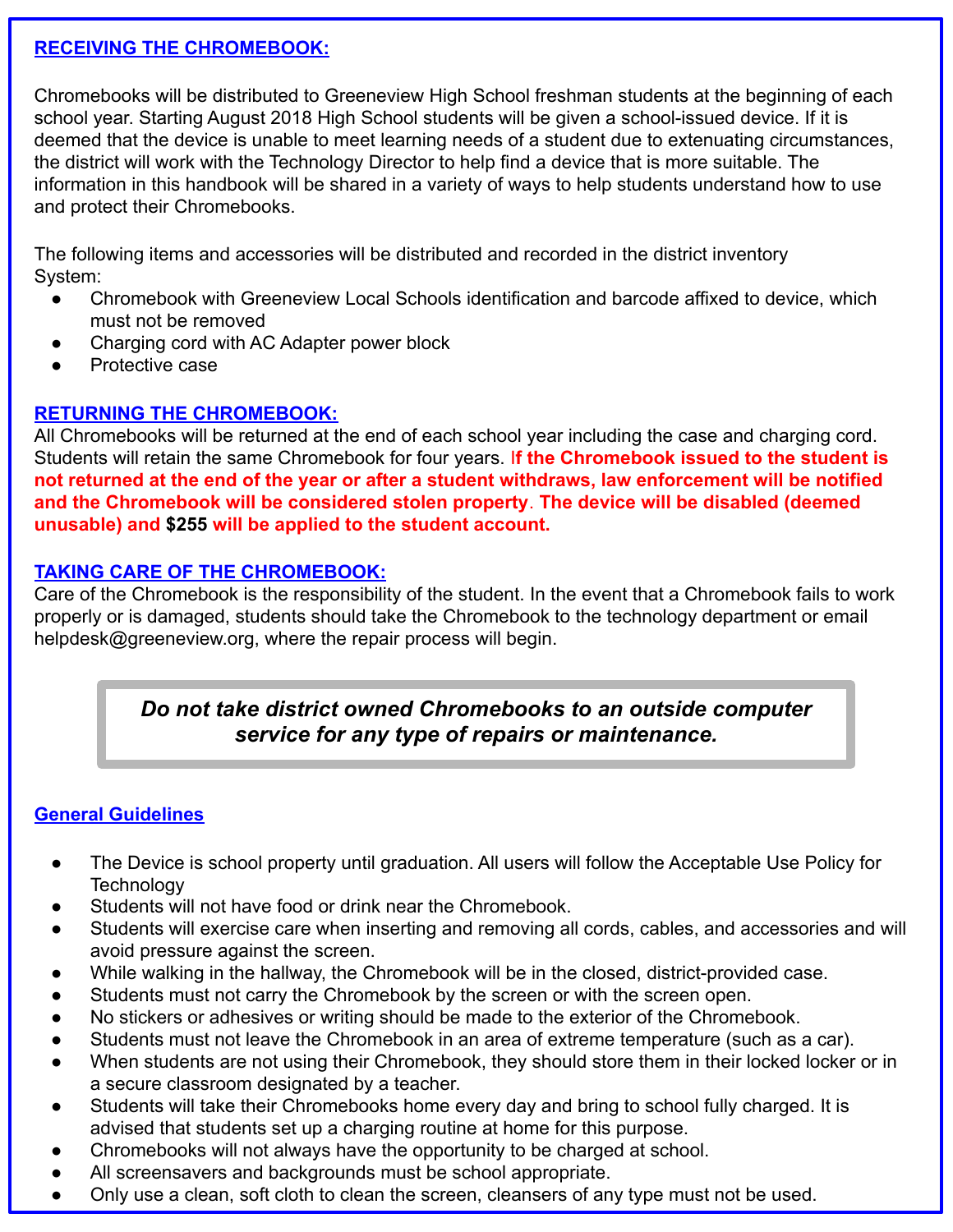## RECEIVING THE CHROMEBOOK:

Chromebooks will be distributed to Greeneview High School freshman students at the beginning of each school year. Starting August 2018 High School students will be given a school-issued device. If it is deemed that the device is unable to meet learning needs of a student due to extenuating circumstances, the district will work with the Technology Director to help find a device that is more suitable. The information in this handbook will be shared in a variety of ways to help students understand how to use and protect their Chromebooks.

The following items and accessories will be distributed and recorded in the district inventory System:

- Chromebook with Greeneview Local Schools identification and barcode affixed to device, which must not be removed
- Charging cord with AC Adapter power block
- Protective case

## RETURNING THE CHROMEBOOK:

All Chromebooks will be returned at the end of each school year including the case and charging cord. Students will retain the same Chromebook for four years. **If the Chromebook issued to the student is not returned at the end of the year or after a student withdraws, law enforcement will be notified and the Chromebook will be considered stolen property. The device will be disabled (deemed unusable) and $255 will be applied to the student account.**

## TAKING CARE OF THE CHROMEBOOK:

Care of the Chromebook is the responsibility of the student. In the event that a Chromebook fails to work properly or is damaged, students should take the Chromebook to the technology department or email helpdesk@greeneview.org, where the repair process will begin.

> ***Do not take district owned Chromebooks to an outside computer service for any type of repairs or maintenance.***

## General Guidelines

- The Device is school property until graduation. All users will follow the Acceptable Use Policy for Technology
- Students will not have food or drink near the Chromebook.
- Students will exercise care when inserting and removing all cords, cables, and accessories and will avoid pressure against the screen.
- While walking in the hallway, the Chromebook will be in the closed, district-provided case.
- Students must not carry the Chromebook by the screen or with the screen open.
- No stickers or adhesives or writing should be made to the exterior of the Chromebook.
- Students must not leave the Chromebook in an area of extreme temperature (such as a car).
- When students are not using their Chromebook, they should store them in their locked locker or in a secure classroom designated by a teacher.
- Students will take their Chromebooks home every day and bring to school fully charged. It is advised that students set up a charging routine at home for this purpose.
- Chromebooks will not always have the opportunity to be charged at school.
- All screensavers and backgrounds must be school appropriate.
- Only use a clean, soft cloth to clean the screen, cleansers of any type must not be used.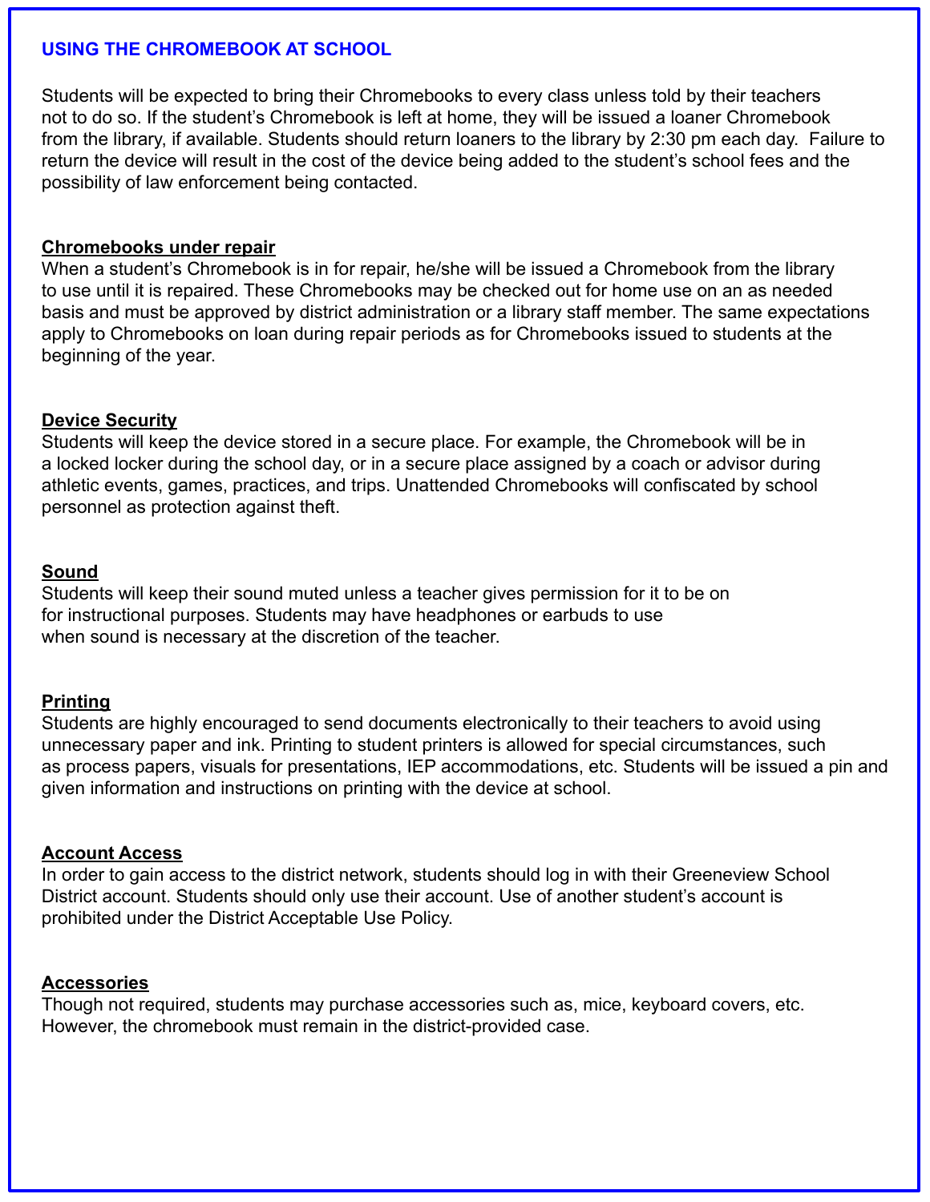## USING THE CHROMEBOOK AT SCHOOL

Students will be expected to bring their Chromebooks to every class unless told by their teachers not to do so. If the student's Chromebook is left at home, they will be issued a loaner Chromebook from the library, if available. Students should return loaners to the library by 2:30 pm each day. Failure to return the device will result in the cost of the device being added to the student's school fees and the possibility of law enforcement being contacted.

### Chromebooks under repair

When a student's Chromebook is in for repair, he/she will be issued a Chromebook from the library to use until it is repaired. These Chromebooks may be checked out for home use on an as needed basis and must be approved by district administration or a library staff member. The same expectations apply to Chromebooks on loan during repair periods as for Chromebooks issued to students at the beginning of the year.

### Device Security

Students will keep the device stored in a secure place. For example, the Chromebook will be in a locked locker during the school day, or in a secure place assigned by a coach or advisor during athletic events, games, practices, and trips. Unattended Chromebooks will confiscated by school personnel as protection against theft.

### Sound

Students will keep their sound muted unless a teacher gives permission for it to be on for instructional purposes. Students may have headphones or earbuds to use when sound is necessary at the discretion of the teacher.

### Printing

Students are highly encouraged to send documents electronically to their teachers to avoid using unnecessary paper and ink. Printing to student printers is allowed for special circumstances, such as process papers, visuals for presentations, IEP accommodations, etc. Students will be issued a pin and given information and instructions on printing with the device at school.

### Account Access

In order to gain access to the district network, students should log in with their Greeneview School District account. Students should only use their account. Use of another student's account is prohibited under the District Acceptable Use Policy.

### Accessories

Though not required, students may purchase accessories such as, mice, keyboard covers, etc. However, the chromebook must remain in the district-provided case.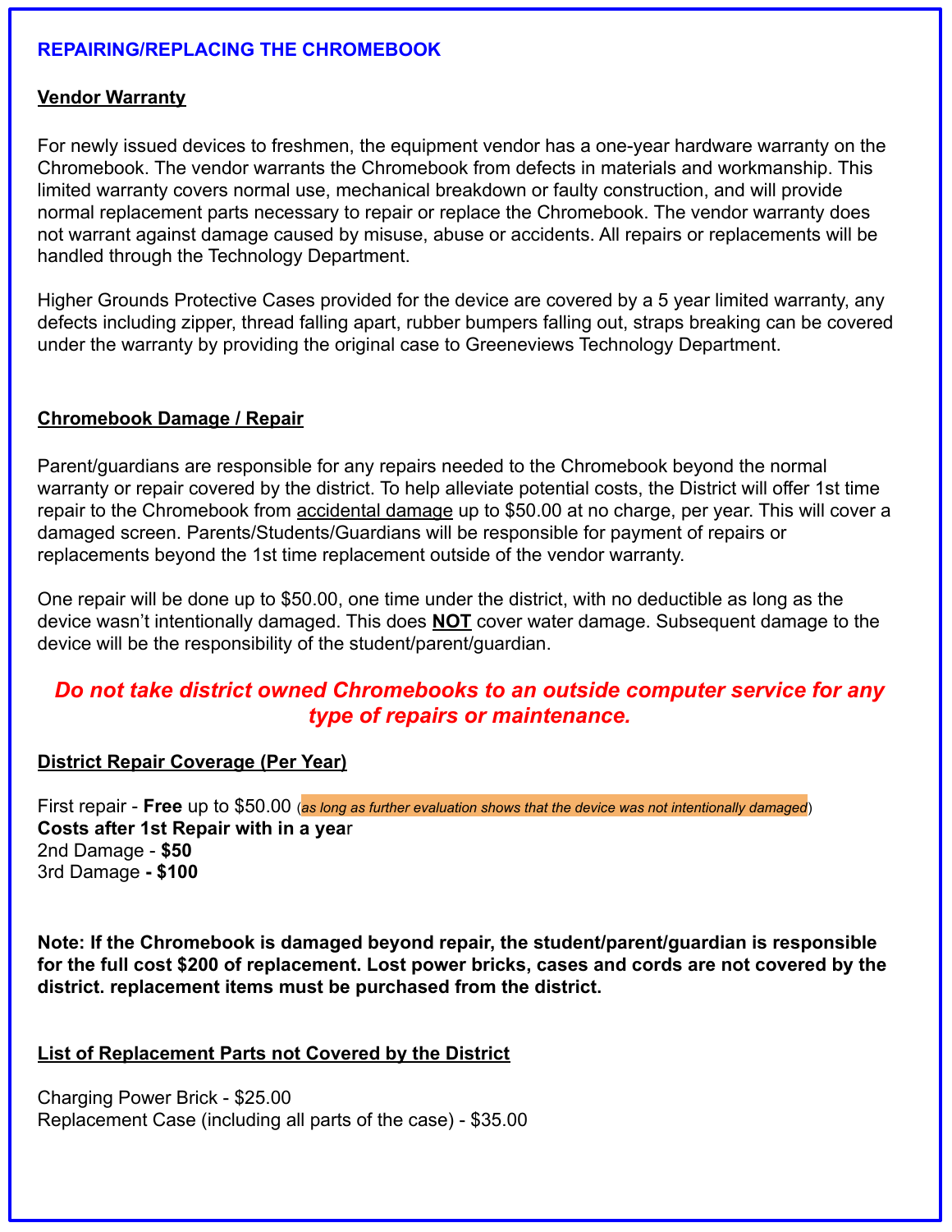## REPAIRING/REPLACING THE CHROMEBOOK

### Vendor Warranty

For newly issued devices to freshmen, the equipment vendor has a one-year hardware warranty on the Chromebook. The vendor warrants the Chromebook from defects in materials and workmanship. This limited warranty covers normal use, mechanical breakdown or faulty construction, and will provide normal replacement parts necessary to repair or replace the Chromebook. The vendor warranty does not warrant against damage caused by misuse, abuse or accidents. All repairs or replacements will be handled through the Technology Department.

Higher Grounds Protective Cases provided for the device are covered by a 5 year limited warranty, any defects including zipper, thread falling apart, rubber bumpers falling out, straps breaking can be covered under the warranty by providing the original case to Greeneviews Technology Department.

### Chromebook Damage / Repair

Parent/guardians are responsible for any repairs needed to the Chromebook beyond the normal warranty or repair covered by the district. To help alleviate potential costs, the District will offer 1st time repair to the Chromebook from accidental damage up to $50.00 at no charge, per year. This will cover a damaged screen. Parents/Students/Guardians will be responsible for payment of repairs or replacements beyond the 1st time replacement outside of the vendor warranty.

One repair will be done up to $50.00, one time under the district, with no deductible as long as the device wasn't intentionally damaged. This does **NOT** cover water damage. Subsequent damage to the device will be the responsibility of the student/parent/guardian.

***Do not take district owned Chromebooks to an outside computer service for any type of repairs or maintenance.***

### District Repair Coverage (Per Year)

First repair - **Free** up to $50.00 (*as long as further evaluation shows that the device was not intentionally damaged*)
**Costs after 1st Repair with in a year**
2nd Damage - **$50**
3rd Damage **- $100**

**Note: If the Chromebook is damaged beyond repair, the student/parent/guardian is responsible for the full cost $200 of replacement. Lost power bricks, cases and cords are not covered by the district. replacement items must be purchased from the district.**

### List of Replacement Parts not Covered by the District

Charging Power Brick - $25.00
Replacement Case (including all parts of the case) - $35.00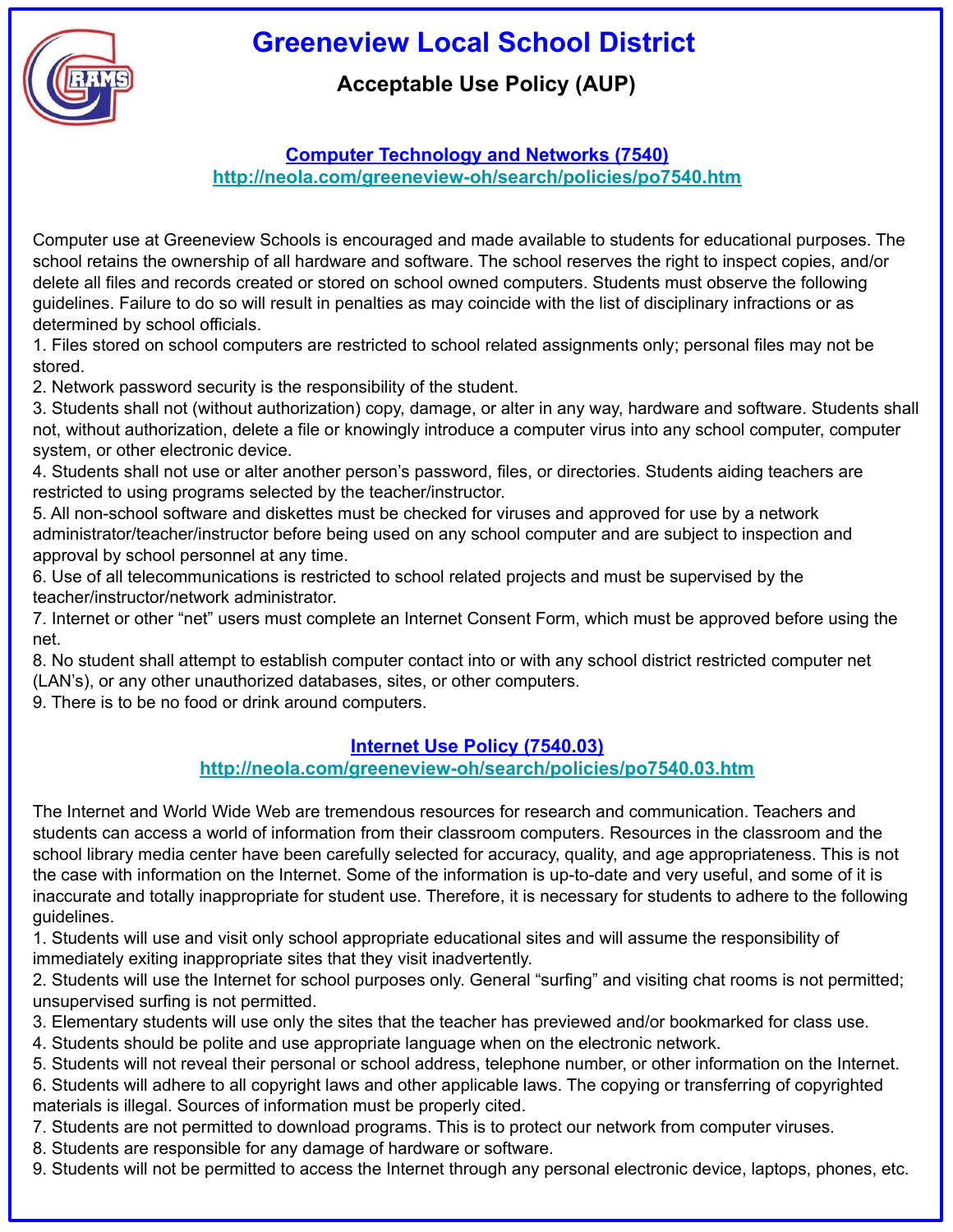# Greeneview Local School District

## Acceptable Use Policy (AUP)

### [Computer Technology and Networks (7540)](http://neola.com/greeneview-oh/search/policies/po7540.htm)

http://neola.com/greeneview-oh/search/policies/po7540.htm

Computer use at Greeneview Schools is encouraged and made available to students for educational purposes. The school retains the ownership of all hardware and software. The school reserves the right to inspect copies, and/or delete all files and records created or stored on school owned computers. Students must observe the following guidelines. Failure to do so will result in penalties as may coincide with the list of disciplinary infractions or as determined by school officials.

1. Files stored on school computers are restricted to school related assignments only; personal files may not be stored.
2. Network password security is the responsibility of the student.
3. Students shall not (without authorization) copy, damage, or alter in any way, hardware and software. Students shall not, without authorization, delete a file or knowingly introduce a computer virus into any school computer, computer system, or other electronic device.
4. Students shall not use or alter another person's password, files, or directories. Students aiding teachers are restricted to using programs selected by the teacher/instructor.
5. All non-school software and diskettes must be checked for viruses and approved for use by a network administrator/teacher/instructor before being used on any school computer and are subject to inspection and approval by school personnel at any time.
6. Use of all telecommunications is restricted to school related projects and must be supervised by the teacher/instructor/network administrator.
7. Internet or other "net" users must complete an Internet Consent Form, which must be approved before using the net.
8. No student shall attempt to establish computer contact into or with any school district restricted computer net (LAN's), or any other unauthorized databases, sites, or other computers.
9. There is to be no food or drink around computers.

### [Internet Use Policy (7540.03)](http://neola.com/greeneview-oh/search/policies/po7540.03.htm)

http://neola.com/greeneview-oh/search/policies/po7540.03.htm

The Internet and World Wide Web are tremendous resources for research and communication. Teachers and students can access a world of information from their classroom computers. Resources in the classroom and the school library media center have been carefully selected for accuracy, quality, and age appropriateness. This is not the case with information on the Internet. Some of the information is up-to-date and very useful, and some of it is inaccurate and totally inappropriate for student use. Therefore, it is necessary for students to adhere to the following guidelines.

1. Students will use and visit only school appropriate educational sites and will assume the responsibility of immediately exiting inappropriate sites that they visit inadvertently.
2. Students will use the Internet for school purposes only. General "surfing" and visiting chat rooms is not permitted; unsupervised surfing is not permitted.
3. Elementary students will use only the sites that the teacher has previewed and/or bookmarked for class use.
4. Students should be polite and use appropriate language when on the electronic network.
5. Students will not reveal their personal or school address, telephone number, or other information on the Internet.
6. Students will adhere to all copyright laws and other applicable laws. The copying or transferring of copyrighted materials is illegal. Sources of information must be properly cited.
7. Students are not permitted to download programs. This is to protect our network from computer viruses.
8. Students are responsible for any damage of hardware or software.
9. Students will not be permitted to access the Internet through any personal electronic device, laptops, phones, etc.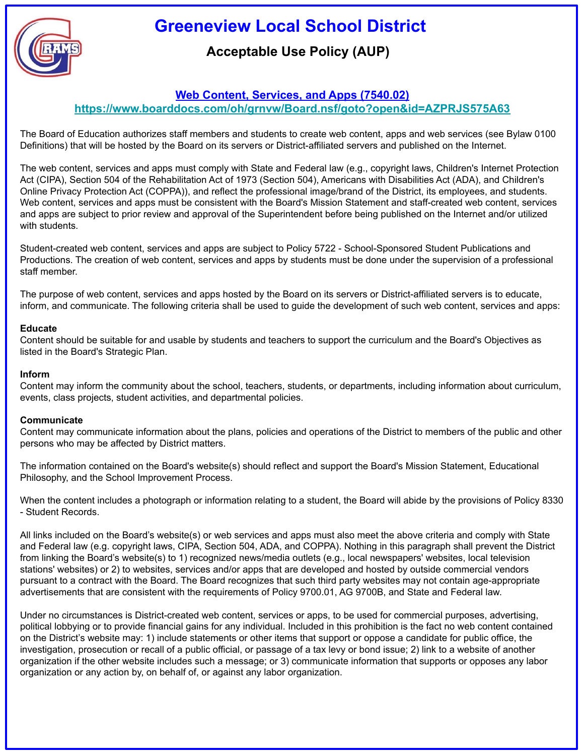# Greeneview Local School District

## Acceptable Use Policy (AUP)

### [Web Content, Services, and Apps (7540.02)](https://www.boarddocs.com/oh/grnvw/Board.nsf/goto?open&id=AZPRJS575A63)

[https://www.boarddocs.com/oh/grnvw/Board.nsf/goto?open&id=AZPRJS575A63](https://www.boarddocs.com/oh/grnvw/Board.nsf/goto?open&id=AZPRJS575A63)

The Board of Education authorizes staff members and students to create web content, apps and web services (see Bylaw 0100 Definitions) that will be hosted by the Board on its servers or District-affiliated servers and published on the Internet.

The web content, services and apps must comply with State and Federal law (e.g., copyright laws, Children's Internet Protection Act (CIPA), Section 504 of the Rehabilitation Act of 1973 (Section 504), Americans with Disabilities Act (ADA), and Children's Online Privacy Protection Act (COPPA)), and reflect the professional image/brand of the District, its employees, and students. Web content, services and apps must be consistent with the Board's Mission Statement and staff-created web content, services and apps are subject to prior review and approval of the Superintendent before being published on the Internet and/or utilized with students.

Student-created web content, services and apps are subject to Policy 5722 - School-Sponsored Student Publications and Productions. The creation of web content, services and apps by students must be done under the supervision of a professional staff member.

The purpose of web content, services and apps hosted by the Board on its servers or District-affiliated servers is to educate, inform, and communicate. The following criteria shall be used to guide the development of such web content, services and apps:

**Educate**
Content should be suitable for and usable by students and teachers to support the curriculum and the Board's Objectives as listed in the Board's Strategic Plan.

**Inform**
Content may inform the community about the school, teachers, students, or departments, including information about curriculum, events, class projects, student activities, and departmental policies.

**Communicate**
Content may communicate information about the plans, policies and operations of the District to members of the public and other persons who may be affected by District matters.

The information contained on the Board's website(s) should reflect and support the Board's Mission Statement, Educational Philosophy, and the School Improvement Process.

When the content includes a photograph or information relating to a student, the Board will abide by the provisions of Policy 8330 - Student Records.

All links included on the Board's website(s) or web services and apps must also meet the above criteria and comply with State and Federal law (e.g. copyright laws, CIPA, Section 504, ADA, and COPPA). Nothing in this paragraph shall prevent the District from linking the Board's website(s) to 1) recognized news/media outlets (e.g., local newspapers' websites, local television stations' websites) or 2) to websites, services and/or apps that are developed and hosted by outside commercial vendors pursuant to a contract with the Board. The Board recognizes that such third party websites may not contain age-appropriate advertisements that are consistent with the requirements of Policy 9700.01, AG 9700B, and State and Federal law.

Under no circumstances is District-created web content, services or apps, to be used for commercial purposes, advertising, political lobbying or to provide financial gains for any individual. Included in this prohibition is the fact no web content contained on the District's website may: 1) include statements or other items that support or oppose a candidate for public office, the investigation, prosecution or recall of a public official, or passage of a tax levy or bond issue; 2) link to a website of another organization if the other website includes such a message; or 3) communicate information that supports or opposes any labor organization or any action by, on behalf of, or against any labor organization.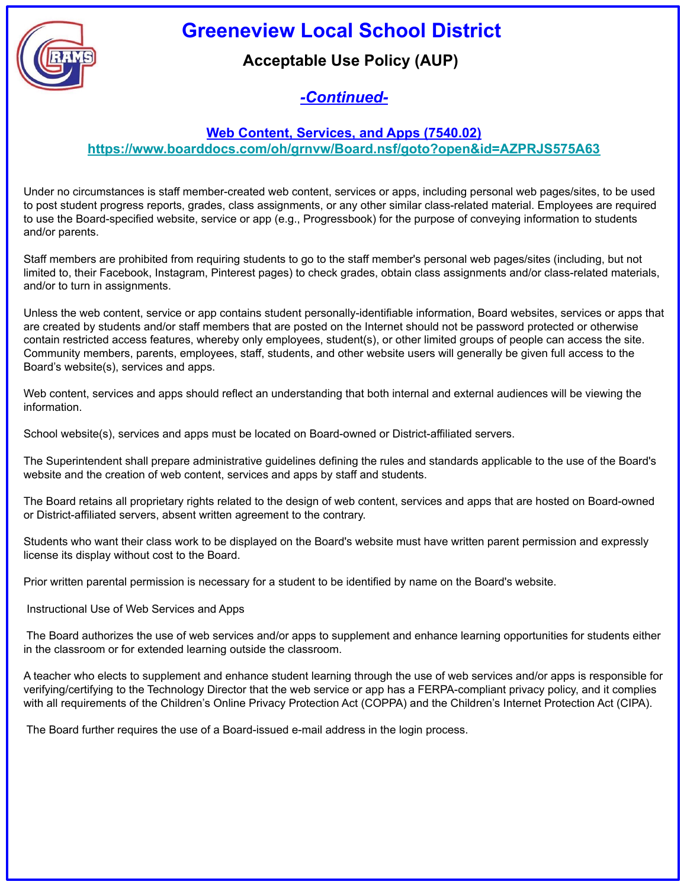# Greeneview Local School District

## Acceptable Use Policy (AUP)

### *-Continued-*

### Web Content, Services, and Apps (7540.02)

**https://www.boarddocs.com/oh/grnvw/Board.nsf/goto?open&id=AZPRJS575A63**

Under no circumstances is staff member-created web content, services or apps, including personal web pages/sites, to be used to post student progress reports, grades, class assignments, or any other similar class-related material. Employees are required to use the Board-specified website, service or app (e.g., Progressbook) for the purpose of conveying information to students and/or parents.

Staff members are prohibited from requiring students to go to the staff member's personal web pages/sites (including, but not limited to, their Facebook, Instagram, Pinterest pages) to check grades, obtain class assignments and/or class-related materials, and/or to turn in assignments.

Unless the web content, service or app contains student personally-identifiable information, Board websites, services or apps that are created by students and/or staff members that are posted on the Internet should not be password protected or otherwise contain restricted access features, whereby only employees, student(s), or other limited groups of people can access the site. Community members, parents, employees, staff, students, and other website users will generally be given full access to the Board's website(s), services and apps.

Web content, services and apps should reflect an understanding that both internal and external audiences will be viewing the information.

School website(s), services and apps must be located on Board-owned or District-affiliated servers.

The Superintendent shall prepare administrative guidelines defining the rules and standards applicable to the use of the Board's website and the creation of web content, services and apps by staff and students.

The Board retains all proprietary rights related to the design of web content, services and apps that are hosted on Board-owned or District-affiliated servers, absent written agreement to the contrary.

Students who want their class work to be displayed on the Board's website must have written parent permission and expressly license its display without cost to the Board.

Prior written parental permission is necessary for a student to be identified by name on the Board's website.

Instructional Use of Web Services and Apps

The Board authorizes the use of web services and/or apps to supplement and enhance learning opportunities for students either in the classroom or for extended learning outside the classroom.

A teacher who elects to supplement and enhance student learning through the use of web services and/or apps is responsible for verifying/certifying to the Technology Director that the web service or app has a FERPA-compliant privacy policy, and it complies with all requirements of the Children's Online Privacy Protection Act (COPPA) and the Children's Internet Protection Act (CIPA).

The Board further requires the use of a Board-issued e-mail address in the login process.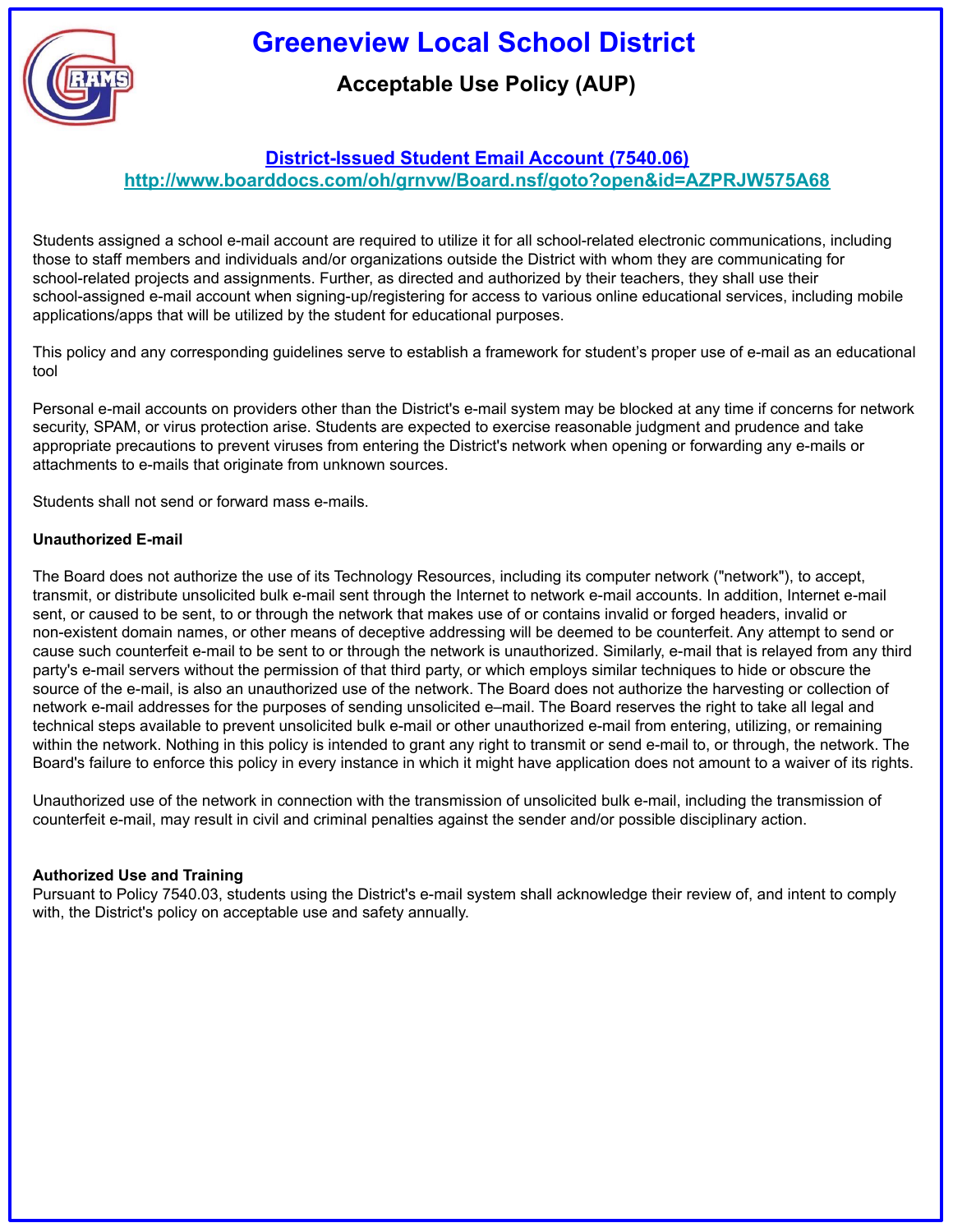# Greeneview Local School District

## Acceptable Use Policy (AUP)

### [District-Issued Student Email Account (7540.06)](http://www.boarddocs.com/oh/grnvw/Board.nsf/goto?open&id=AZPRJW575A68)

[http://www.boarddocs.com/oh/grnvw/Board.nsf/goto?open&id=AZPRJW575A68](http://www.boarddocs.com/oh/grnvw/Board.nsf/goto?open&id=AZPRJW575A68)

Students assigned a school e-mail account are required to utilize it for all school-related electronic communications, including those to staff members and individuals and/or organizations outside the District with whom they are communicating for school-related projects and assignments. Further, as directed and authorized by their teachers, they shall use their school-assigned e-mail account when signing-up/registering for access to various online educational services, including mobile applications/apps that will be utilized by the student for educational purposes.

This policy and any corresponding guidelines serve to establish a framework for student's proper use of e-mail as an educational tool

Personal e-mail accounts on providers other than the District's e-mail system may be blocked at any time if concerns for network security, SPAM, or virus protection arise. Students are expected to exercise reasonable judgment and prudence and take appropriate precautions to prevent viruses from entering the District's network when opening or forwarding any e-mails or attachments to e-mails that originate from unknown sources.

Students shall not send or forward mass e-mails.

**Unauthorized E-mail**

The Board does not authorize the use of its Technology Resources, including its computer network ("network"), to accept, transmit, or distribute unsolicited bulk e-mail sent through the Internet to network e-mail accounts. In addition, Internet e-mail sent, or caused to be sent, to or through the network that makes use of or contains invalid or forged headers, invalid or non-existent domain names, or other means of deceptive addressing will be deemed to be counterfeit. Any attempt to send or cause such counterfeit e-mail to be sent to or through the network is unauthorized. Similarly, e-mail that is relayed from any third party's e-mail servers without the permission of that third party, or which employs similar techniques to hide or obscure the source of the e-mail, is also an unauthorized use of the network. The Board does not authorize the harvesting or collection of network e-mail addresses for the purposes of sending unsolicited e–mail. The Board reserves the right to take all legal and technical steps available to prevent unsolicited bulk e-mail or other unauthorized e-mail from entering, utilizing, or remaining within the network. Nothing in this policy is intended to grant any right to transmit or send e-mail to, or through, the network. The Board's failure to enforce this policy in every instance in which it might have application does not amount to a waiver of its rights.

Unauthorized use of the network in connection with the transmission of unsolicited bulk e-mail, including the transmission of counterfeit e-mail, may result in civil and criminal penalties against the sender and/or possible disciplinary action.

**Authorized Use and Training**

Pursuant to Policy 7540.03, students using the District's e-mail system shall acknowledge their review of, and intent to comply with, the District's policy on acceptable use and safety annually.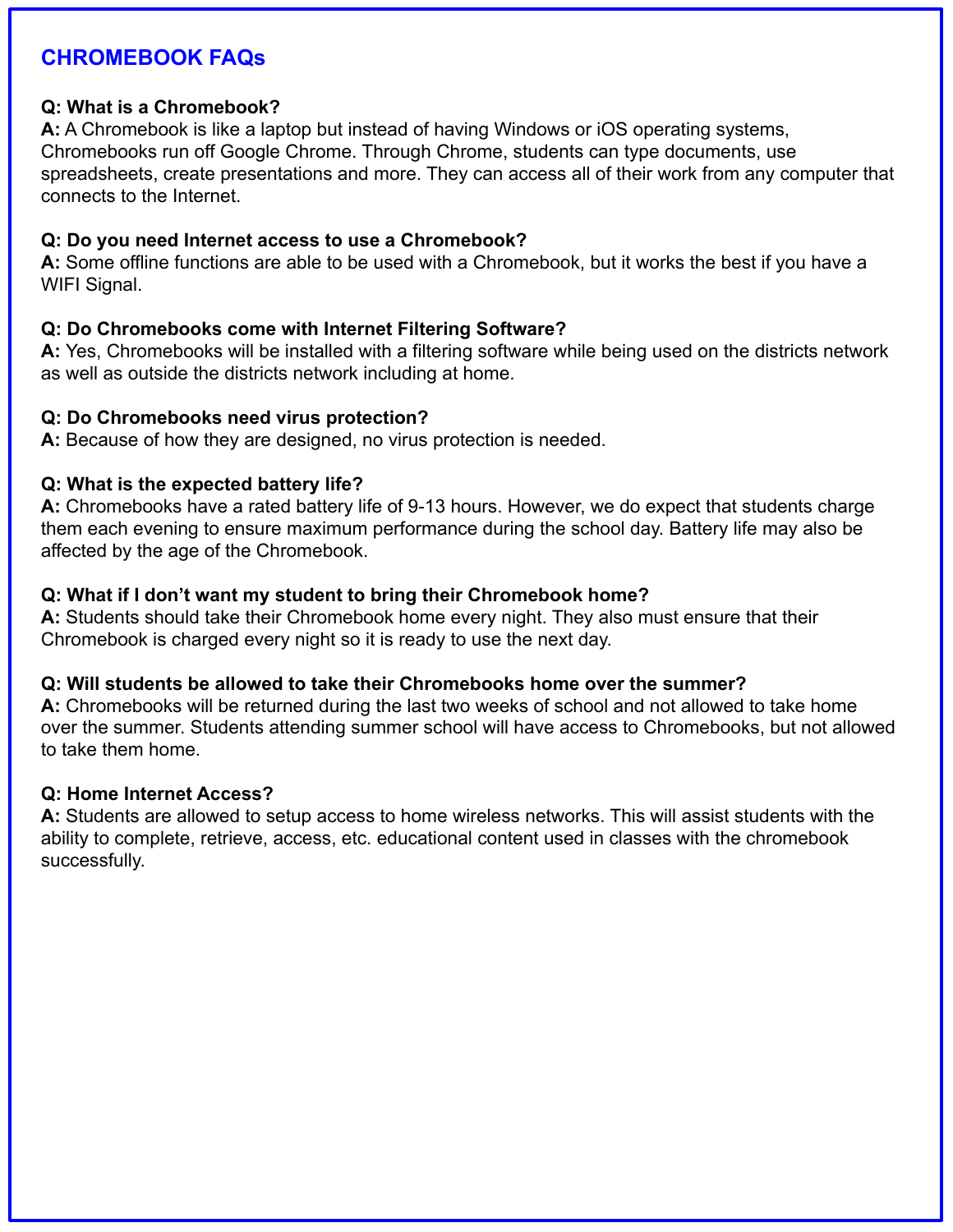## CHROMEBOOK FAQs

**Q: What is a Chromebook?**
**A:** A Chromebook is like a laptop but instead of having Windows or iOS operating systems, Chromebooks run off Google Chrome. Through Chrome, students can type documents, use spreadsheets, create presentations and more. They can access all of their work from any computer that connects to the Internet.

**Q: Do you need Internet access to use a Chromebook?**
**A:** Some offline functions are able to be used with a Chromebook, but it works the best if you have a WIFI Signal.

**Q: Do Chromebooks come with Internet Filtering Software?**
**A:** Yes, Chromebooks will be installed with a filtering software while being used on the districts network as well as outside the districts network including at home.

**Q: Do Chromebooks need virus protection?**
**A:** Because of how they are designed, no virus protection is needed.

**Q: What is the expected battery life?**
**A:** Chromebooks have a rated battery life of 9-13 hours. However, we do expect that students charge them each evening to ensure maximum performance during the school day. Battery life may also be affected by the age of the Chromebook.

**Q: What if I don't want my student to bring their Chromebook home?**
**A:** Students should take their Chromebook home every night. They also must ensure that their Chromebook is charged every night so it is ready to use the next day.

**Q: Will students be allowed to take their Chromebooks home over the summer?**
**A:** Chromebooks will be returned during the last two weeks of school and not allowed to take home over the summer. Students attending summer school will have access to Chromebooks, but not allowed to take them home.

**Q: Home Internet Access?**
**A:** Students are allowed to setup access to home wireless networks. This will assist students with the ability to complete, retrieve, access, etc. educational content used in classes with the chromebook successfully.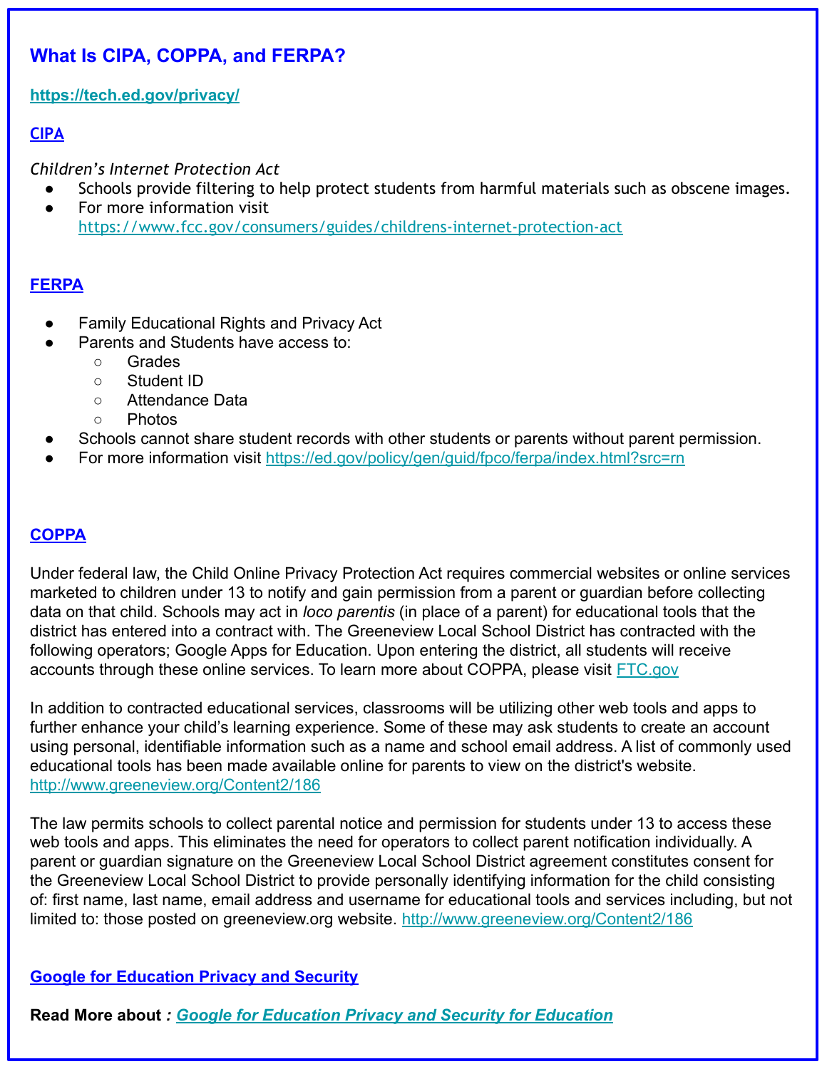## What Is CIPA, COPPA, and FERPA?

**https://tech.ed.gov/privacy/**

### CIPA

*Children's Internet Protection Act*

- Schools provide filtering to help protect students from harmful materials such as obscene images.
- For more information visit https://www.fcc.gov/consumers/guides/childrens-internet-protection-act

### FERPA

- Family Educational Rights and Privacy Act
- Parents and Students have access to:
  - Grades
  - Student ID
  - Attendance Data
  - Photos
- Schools cannot share student records with other students or parents without parent permission.
- For more information visit https://ed.gov/policy/gen/guid/fpco/ferpa/index.html?src=rn

### COPPA

Under federal law, the Child Online Privacy Protection Act requires commercial websites or online services marketed to children under 13 to notify and gain permission from a parent or guardian before collecting data on that child. Schools may act in *loco parentis* (in place of a parent) for educational tools that the district has entered into a contract with. The Greeneview Local School District has contracted with the following operators; Google Apps for Education. Upon entering the district, all students will receive accounts through these online services. To learn more about COPPA, please visit FTC.gov

In addition to contracted educational services, classrooms will be utilizing other web tools and apps to further enhance your child's learning experience. Some of these may ask students to create an account using personal, identifiable information such as a name and school email address. A list of commonly used educational tools has been made available online for parents to view on the district's website. http://www.greeneview.org/Content2/186

The law permits schools to collect parental notice and permission for students under 13 to access these web tools and apps. This eliminates the need for operators to collect parent notification individually. A parent or guardian signature on the Greeneview Local School District agreement constitutes consent for the Greeneview Local School District to provide personally identifying information for the child consisting of: first name, last name, email address and username for educational tools and services including, but not limited to: those posted on greeneview.org website. http://www.greeneview.org/Content2/186

### Google for Education Privacy and Security

**Read More about** ***: Google for Education Privacy and Security for Education***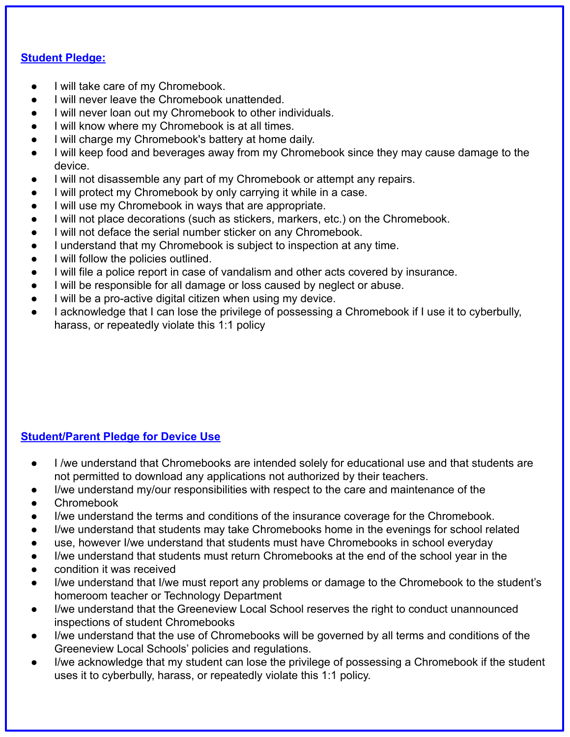## Student Pledge:

- I will take care of my Chromebook.
- I will never leave the Chromebook unattended.
- I will never loan out my Chromebook to other individuals.
- I will know where my Chromebook is at all times.
- I will charge my Chromebook's battery at home daily.
- I will keep food and beverages away from my Chromebook since they may cause damage to the device.
- I will not disassemble any part of my Chromebook or attempt any repairs.
- I will protect my Chromebook by only carrying it while in a case.
- I will use my Chromebook in ways that are appropriate.
- I will not place decorations (such as stickers, markers, etc.) on the Chromebook.
- I will not deface the serial number sticker on any Chromebook.
- I understand that my Chromebook is subject to inspection at any time.
- I will follow the policies outlined.
- I will file a police report in case of vandalism and other acts covered by insurance.
- I will be responsible for all damage or loss caused by neglect or abuse.
- I will be a pro-active digital citizen when using my device.
- I acknowledge that I can lose the privilege of possessing a Chromebook if I use it to cyberbully, harass, or repeatedly violate this 1:1 policy

## Student/Parent Pledge for Device Use

- I /we understand that Chromebooks are intended solely for educational use and that students are not permitted to download any applications not authorized by their teachers.
- I/we understand my/our responsibilities with respect to the care and maintenance of the
- Chromebook
- I/we understand the terms and conditions of the insurance coverage for the Chromebook.
- I/we understand that students may take Chromebooks home in the evenings for school related
- use, however I/we understand that students must have Chromebooks in school everyday
- I/we understand that students must return Chromebooks at the end of the school year in the
- condition it was received
- I/we understand that I/we must report any problems or damage to the Chromebook to the student's homeroom teacher or Technology Department
- I/we understand that the Greeneview Local School reserves the right to conduct unannounced inspections of student Chromebooks
- I/we understand that the use of Chromebooks will be governed by all terms and conditions of the Greeneview Local Schools' policies and regulations.
- I/we acknowledge that my student can lose the privilege of possessing a Chromebook if the student uses it to cyberbully, harass, or repeatedly violate this 1:1 policy.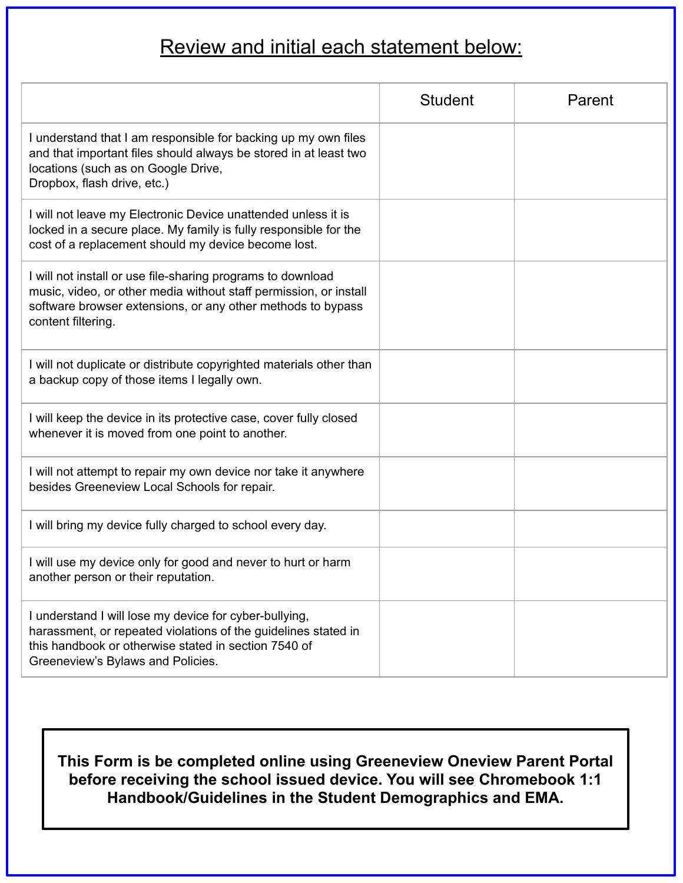## Review and initial each statement below:

| | Student | Parent |
|---|---|---|
| I understand that I am responsible for backing up my own files and that important files should always be stored in at least two locations (such as on Google Drive, Dropbox, flash drive, etc.) | | |
| I will not leave my Electronic Device unattended unless it is locked in a secure place. My family is fully responsible for the cost of a replacement should my device become lost. | | |
| I will not install or use file-sharing programs to download music, video, or other media without staff permission, or install software browser extensions, or any other methods to bypass content filtering. | | |
| I will not duplicate or distribute copyrighted materials other than a backup copy of those items I legally own. | | |
| I will keep the device in its protective case, cover fully closed whenever it is moved from one point to another. | | |
| I will not attempt to repair my own device nor take it anywhere besides Greeneview Local Schools for repair. | | |
| I will bring my device fully charged to school every day. | | |
| I will use my device only for good and never to hurt or harm another person or their reputation. | | |
| I understand I will lose my device for cyber-bullying, harassment, or repeated violations of the guidelines stated in this handbook or otherwise stated in section 7540 of Greeneview's Bylaws and Policies. | | |

**This Form is be completed online using Greeneview Oneview Parent Portal before receiving the school issued device. You will see Chromebook 1:1 Handbook/Guidelines in the Student Demographics and EMA.**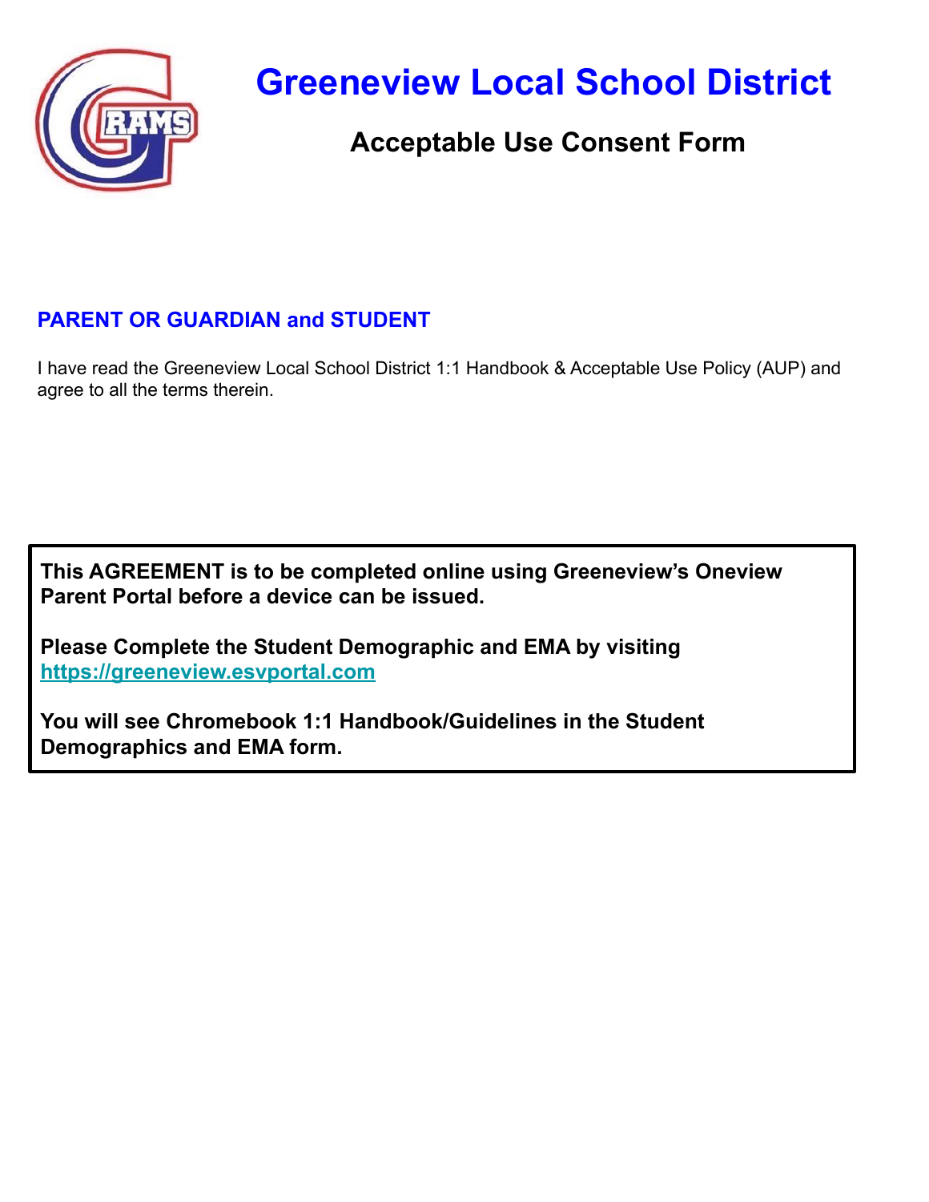# Greeneview Local School District

## Acceptable Use Consent Form

### PARENT OR GUARDIAN and STUDENT

I have read the Greeneview Local School District 1:1 Handbook & Acceptable Use Policy (AUP) and agree to all the terms therein.

**This AGREEMENT is to be completed online using Greeneview's Oneview Parent Portal before a device can be issued.**

**Please Complete the Student Demographic and EMA by visiting [https://greeneview.esvportal.com](https://greeneview.esvportal.com)**

**You will see Chromebook 1:1 Handbook/Guidelines in the Student Demographics and EMA form.**